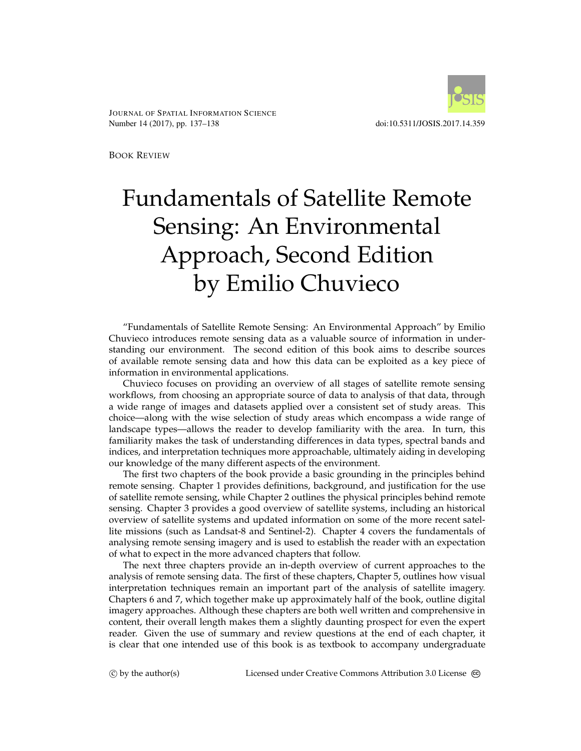Book Review

# Fundamentals of Satellite Remote Sensing: An Environmental Approach, Second Edition by Emilio Chuvieco

"Fundamentals of Satellite Remote Sensing: An Environmental Approach" by Emilio Chuvieco introduces remote sensing data as a valuable source of information in understanding our environment. The second edition of this book aims to describe sources of available remote sensing data and how this data can be exploited as a key piece of information in environmental applications.

Chuvieco focuses on providing an overview of all stages of satellite remote sensing workflows, from choosing an appropriate source of data to analysis of that data, through a wide range of images and datasets applied over a consistent set of study areas. This choice—along with the wise selection of study areas which encompass a wide range of landscape types—allows the reader to develop familiarity with the area. In turn, this familiarity makes the task of understanding differences in data types, spectral bands and indices, and interpretation techniques more approachable, ultimately aiding in developing our knowledge of the many different aspects of the environment.

The first two chapters of the book provide a basic grounding in the principles behind remote sensing. Chapter 1 provides definitions, background, and justification for the use of satellite remote sensing, while Chapter 2 outlines the physical principles behind remote sensing. Chapter 3 provides a good overview of satellite systems, including an historical overview of satellite systems and updated information on some of the more recent satellite missions (such as Landsat-8 and Sentinel-2). Chapter 4 covers the fundamentals of analysing remote sensing imagery and is used to establish the reader with an expectation of what to expect in the more advanced chapters that follow.

The next three chapters provide an in-depth overview of current approaches to the analysis of remote sensing data. The first of these chapters, Chapter 5, outlines how visual interpretation techniques remain an important part of the analysis of satellite imagery. Chapters 6 and 7, which together make up approximately half of the book, outline digital imagery approaches. Although these chapters are both well written and comprehensive in content, their overall length makes them a slightly daunting prospect for even the expert reader. Given the use of summary and review questions at the end of each chapter, it is clear that one intended use of this book is as textbook to accompany undergraduate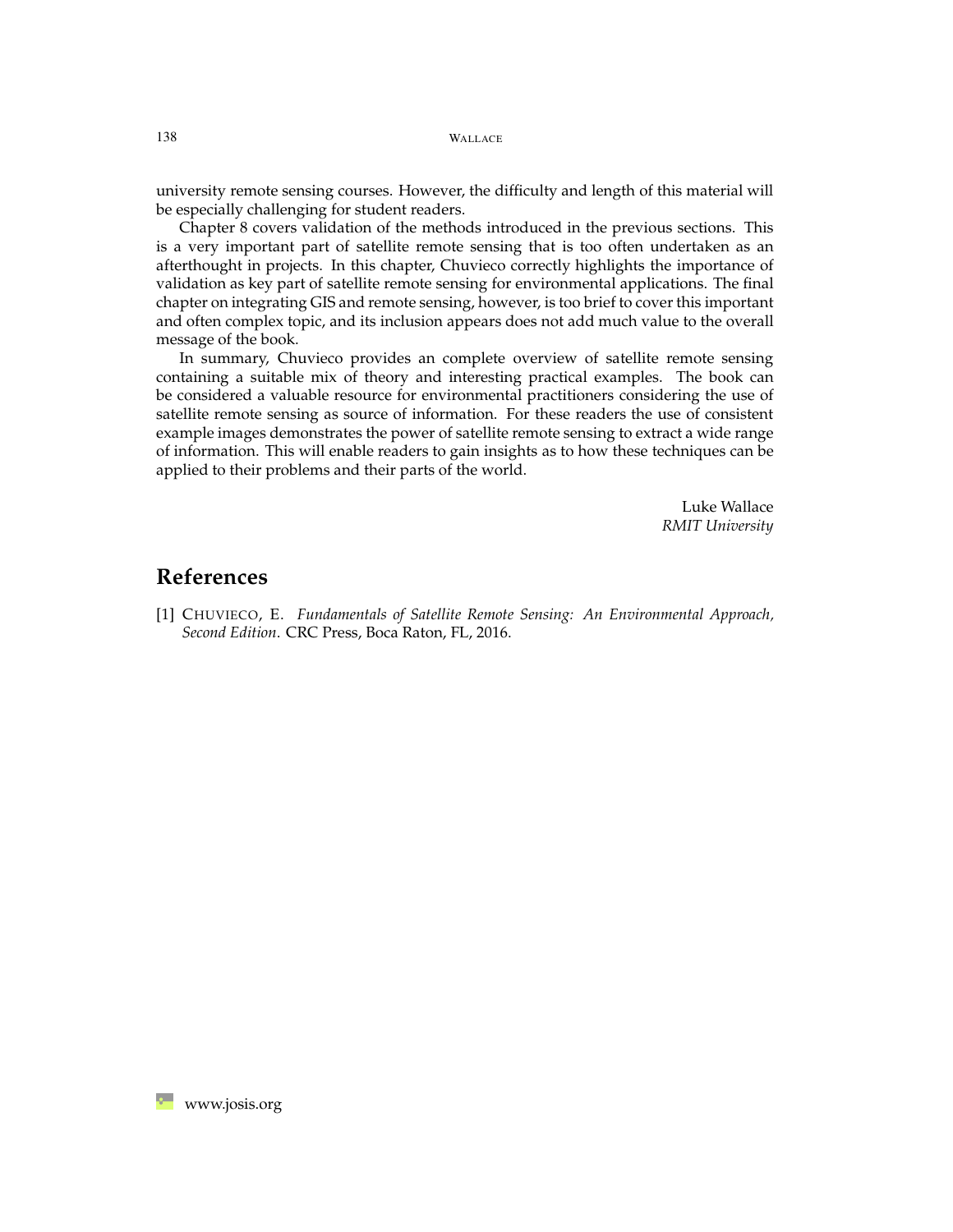university remote sensing courses. However, the difficulty and length of this material will be especially challenging for student readers.

Chapter 8 covers validation of the methods introduced in the previous sections. This is a very important part of satellite remote sensing that is too often undertaken as an afterthought in projects. In this chapter, Chuvieco correctly highlights the importance of validation as key part of satellite remote sensing for environmental applications. The final chapter on integrating GIS and remote sensing, however, is too brief to cover this important and often complex topic, and its inclusion appears does not add much value to the overall message of the book.

In summary, Chuvieco provides an complete overview of satellite remote sensing containing a suitable mix of theory and interesting practical examples. The book can be considered a valuable resource for environmental practitioners considering the use of satellite remote sensing as source of information. For these readers the use of consistent example images demonstrates the power of satellite remote sensing to extract a wide range of information. This will enable readers to gain insights as to how these techniques can be applied to their problems and their parts of the world.

Luke Wallace
*RMIT University*

## References

[1] CHUVIECO, E. *Fundamentals of Satellite Remote Sensing: An Environmental Approach, Second Edition*. CRC Press, Boca Raton, FL, 2016.